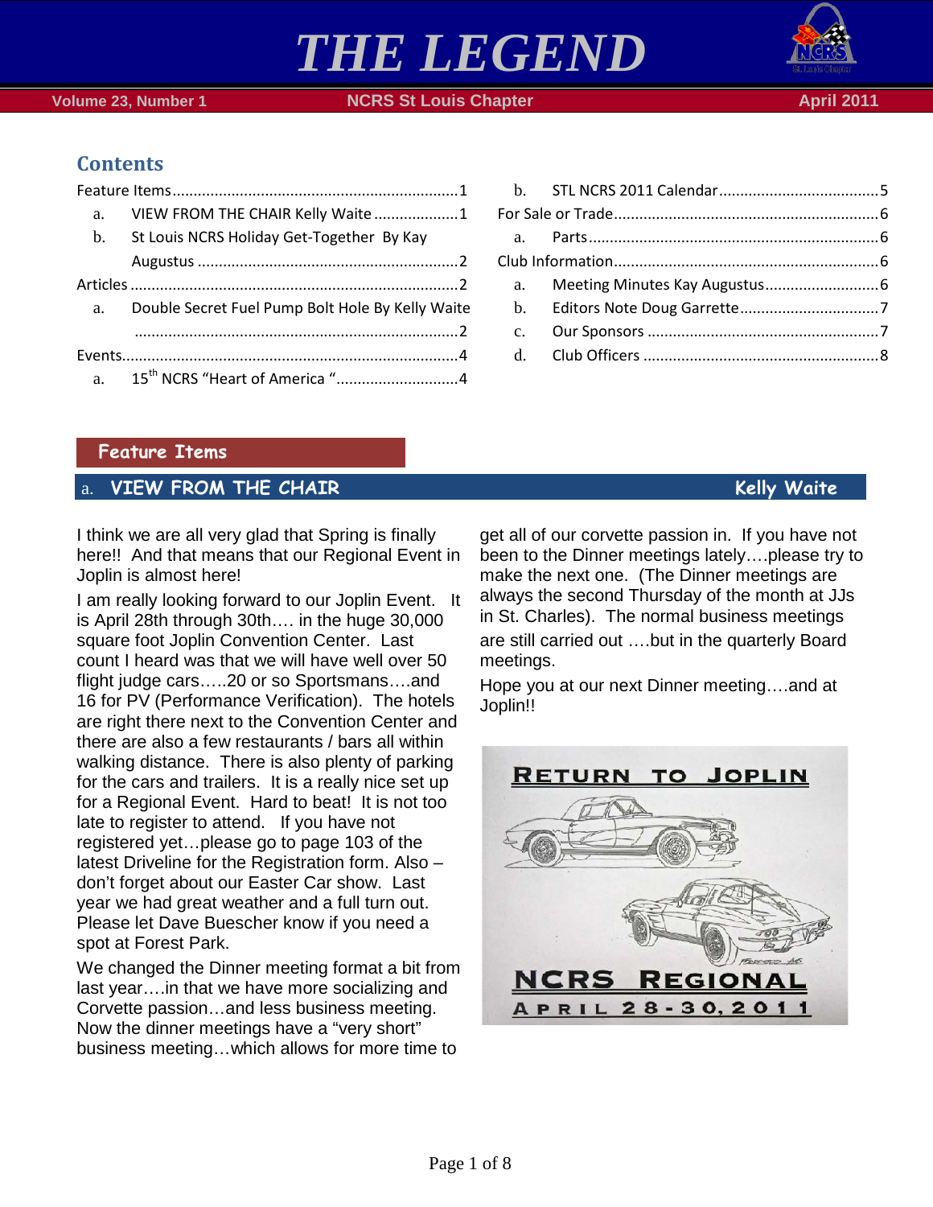# THE LEGEND

Volume 23, Number 1 | NCRS St Louis Chapter | April 2011

## Contents

Feature Items ........ 1
- a. VIEW FROM THE CHAIR Kelly Waite ........ 1
- b. St Louis NCRS Holiday Get-Together By Kay Augustus ........ 2

Articles ........ 2
- a. Double Secret Fuel Pump Bolt Hole By Kelly Waite ........ 2

Events ........ 4
- a. 15th NCRS "Heart of America " ........ 4
- b. STL NCRS 2011 Calendar ........ 5

For Sale or Trade ........ 6
- a. Parts ........ 6

Club Information ........ 6
- a. Meeting Minutes Kay Augustus ........ 6
- b. Editors Note Doug Garrette ........ 7
- c. Our Sponsors ........ 7
- d. Club Officers ........ 8

## Feature Items

### a. VIEW FROM THE CHAIR — Kelly Waite

I think we are all very glad that Spring is finally here!! And that means that our Regional Event in Joplin is almost here!

I am really looking forward to our Joplin Event. It is April 28th through 30th…. in the huge 30,000 square foot Joplin Convention Center. Last count I heard was that we will have well over 50 flight judge cars…..20 or so Sportsmans….and 16 for PV (Performance Verification). The hotels are right there next to the Convention Center and there are also a few restaurants / bars all within walking distance. There is also plenty of parking for the cars and trailers. It is a really nice set up for a Regional Event. Hard to beat! It is not too late to register to attend. If you have not registered yet…please go to page 103 of the latest Driveline for the Registration form. Also – don't forget about our Easter Car show. Last year we had great weather and a full turn out. Please let Dave Buescher know if you need a spot at Forest Park.

We changed the Dinner meeting format a bit from last year….in that we have more socializing and Corvette passion…and less business meeting. Now the dinner meetings have a "very short" business meeting…which allows for more time to get all of our corvette passion in. If you have not been to the Dinner meetings lately….please try to make the next one. (The Dinner meetings are always the second Thursday of the month at JJs in St. Charles). The normal business meetings are still carried out ….but in the quarterly Board meetings.

Hope you at our next Dinner meeting….and at Joplin!!

RETURN TO JOPLIN

NCRS REGIONAL

APRIL 28-30, 2011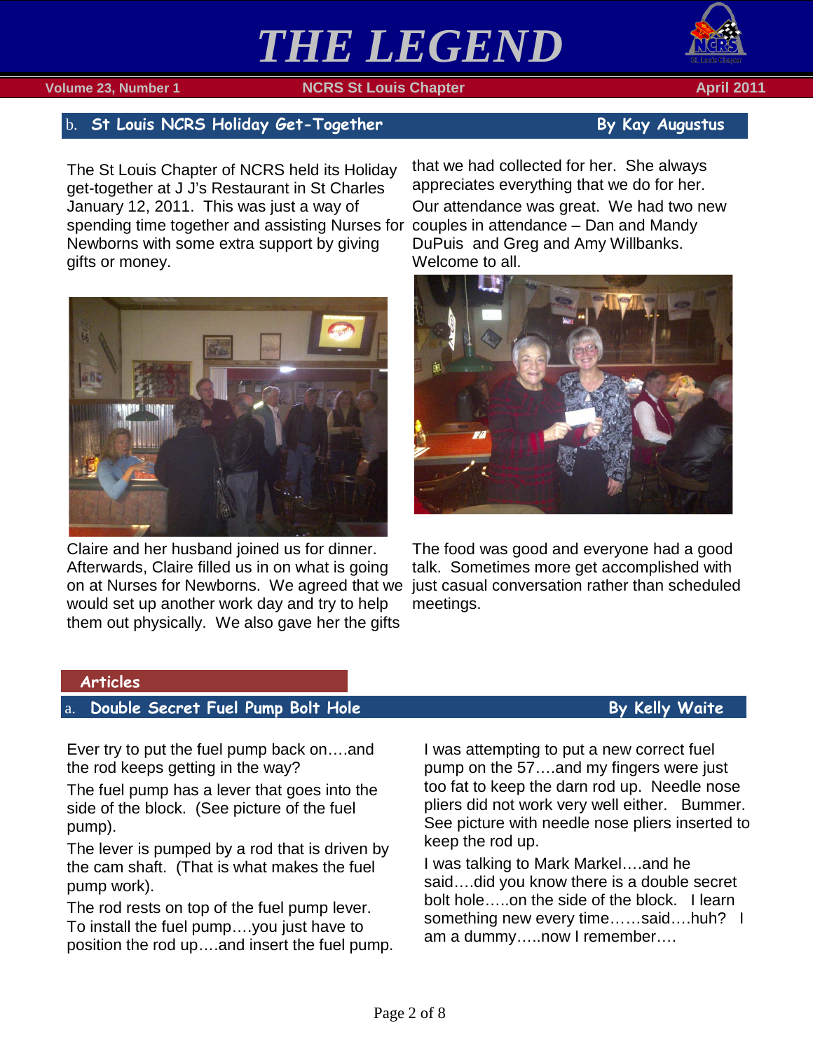## b. St Louis NCRS Holiday Get-Together — By Kay Augustus

The St Louis Chapter of NCRS held its Holiday get-together at J J's Restaurant in St Charles January 12, 2011. This was just a way of spending time together and assisting Nurses for Newborns with some extra support by giving gifts or money.

Claire and her husband joined us for dinner. Afterwards, Claire filled us in on what is going on at Nurses for Newborns. We agreed that we would set up another work day and try to help them out physically. We also gave her the gifts that we had collected for her. She always appreciates everything that we do for her.

Our attendance was great. We had two new couples in attendance – Dan and Mandy DuPuis and Greg and Amy Willbanks. Welcome to all.

The food was good and everyone had a good talk. Sometimes more get accomplished with just casual conversation rather than scheduled meetings.

# Articles

## a. Double Secret Fuel Pump Bolt Hole — By Kelly Waite

Ever try to put the fuel pump back on….and the rod keeps getting in the way?

The fuel pump has a lever that goes into the side of the block. (See picture of the fuel pump).

The lever is pumped by a rod that is driven by the cam shaft. (That is what makes the fuel pump work).

The rod rests on top of the fuel pump lever. To install the fuel pump….you just have to position the rod up….and insert the fuel pump.

I was attempting to put a new correct fuel pump on the 57….and my fingers were just too fat to keep the darn rod up. Needle nose pliers did not work very well either. Bummer. See picture with needle nose pliers inserted to keep the rod up.

I was talking to Mark Markel….and he said….did you know there is a double secret bolt hole…..on the side of the block. I learn something new every time……said….huh? I am a dummy…..now I remember….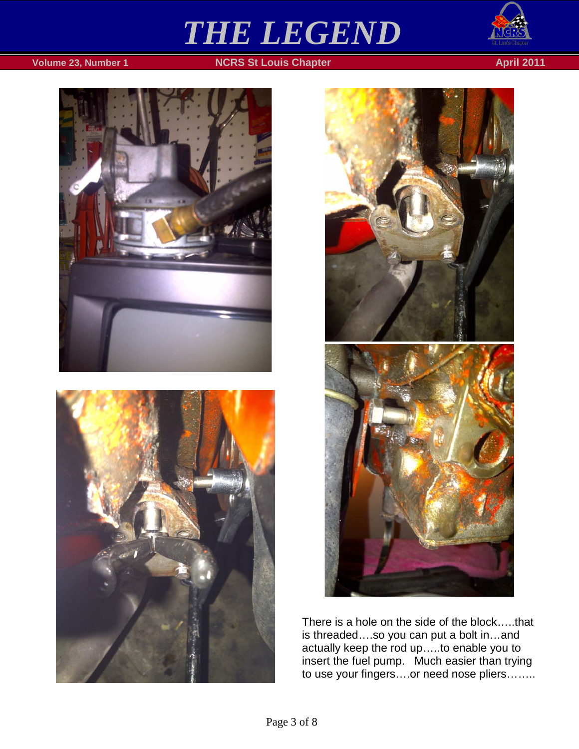There is a hole on the side of the block…..that is threaded….so you can put a bolt in…and actually keep the rod up…..to enable you to insert the fuel pump.   Much easier than trying to use your fingers….or need nose pliers……..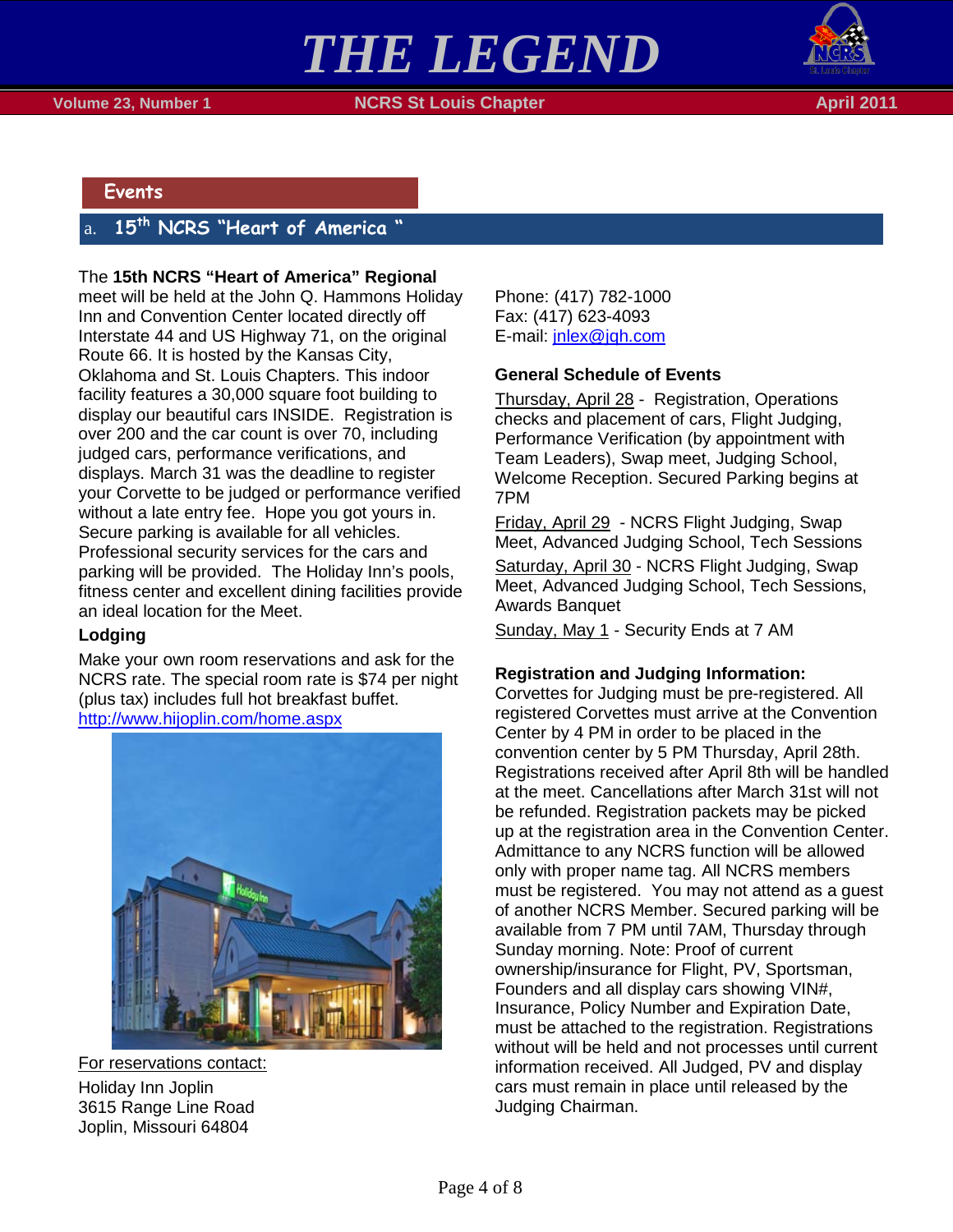## Events

### a. 15th NCRS "Heart of America "

The **15th NCRS "Heart of America" Regional** meet will be held at the John Q. Hammons Holiday Inn and Convention Center located directly off Interstate 44 and US Highway 71, on the original Route 66. It is hosted by the Kansas City, Oklahoma and St. Louis Chapters. This indoor facility features a 30,000 square foot building to display our beautiful cars INSIDE. Registration is over 200 and the car count is over 70, including judged cars, performance verifications, and displays. March 31 was the deadline to register your Corvette to be judged or performance verified without a late entry fee. Hope you got yours in. Secure parking is available for all vehicles. Professional security services for the cars and parking will be provided. The Holiday Inn's pools, fitness center and excellent dining facilities provide an ideal location for the Meet.

**Lodging**

Make your own room reservations and ask for the NCRS rate. The special room rate is $74 per night (plus tax) includes full hot breakfast buffet. http://www.hijoplin.com/home.aspx

For reservations contact:

Holiday Inn Joplin
3615 Range Line Road
Joplin, Missouri 64804

Phone: (417) 782-1000
Fax: (417) 623-4093
E-mail: jnlex@jqh.com

**General Schedule of Events**

Thursday, April 28 - Registration, Operations checks and placement of cars, Flight Judging, Performance Verification (by appointment with Team Leaders), Swap meet, Judging School, Welcome Reception. Secured Parking begins at 7PM

Friday, April 29 - NCRS Flight Judging, Swap Meet, Advanced Judging School, Tech Sessions

Saturday, April 30 - NCRS Flight Judging, Swap Meet, Advanced Judging School, Tech Sessions, Awards Banquet

Sunday, May 1 - Security Ends at 7 AM

**Registration and Judging Information:**

Corvettes for Judging must be pre-registered. All registered Corvettes must arrive at the Convention Center by 4 PM in order to be placed in the convention center by 5 PM Thursday, April 28th. Registrations received after April 8th will be handled at the meet. Cancellations after March 31st will not be refunded. Registration packets may be picked up at the registration area in the Convention Center. Admittance to any NCRS function will be allowed only with proper name tag. All NCRS members must be registered. You may not attend as a guest of another NCRS Member. Secured parking will be available from 7 PM until 7AM, Thursday through Sunday morning. Note: Proof of current ownership/insurance for Flight, PV, Sportsman, Founders and all display cars showing VIN#, Insurance, Policy Number and Expiration Date, must be attached to the registration. Registrations without will be held and not processes until current information received. All Judged, PV and display cars must remain in place until released by the Judging Chairman.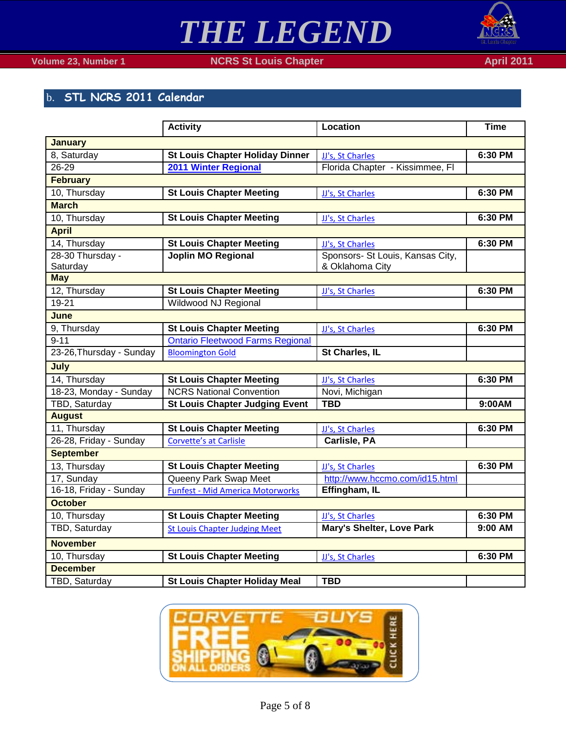## b. STL NCRS 2011 Calendar

| | Activity | Location | Time |
|---|---|---|---|
| **January** | | | |
| 8, Saturday | **St Louis Chapter Holiday Dinner** | JJ's, St Charles | **6:30 PM** |
| 26-29 | **2011 Winter Regional** | Florida Chapter - Kissimmee, Fl | |
| **February** | | | |
| 10, Thursday | **St Louis Chapter Meeting** | JJ's, St Charles | **6:30 PM** |
| **March** | | | |
| 10, Thursday | **St Louis Chapter Meeting** | JJ's, St Charles | **6:30 PM** |
| **April** | | | |
| 14, Thursday | **St Louis Chapter Meeting** | JJ's, St Charles | **6:30 PM** |
| 28-30 Thursday - Saturday | **Joplin MO Regional** | Sponsors- St Louis, Kansas City, & Oklahoma City | |
| **May** | | | |
| 12, Thursday | **St Louis Chapter Meeting** | JJ's, St Charles | **6:30 PM** |
| 19-21 | Wildwood NJ Regional | | |
| **June** | | | |
| 9, Thursday | **St Louis Chapter Meeting** | JJ's, St Charles | **6:30 PM** |
| 9-11 | Ontario Fleetwood Farms Regional | | |
| 23-26,Thursday - Sunday | Bloomington Gold | **St Charles, IL** | |
| **July** | | | |
| 14, Thursday | **St Louis Chapter Meeting** | JJ's, St Charles | **6:30 PM** |
| 18-23, Monday - Sunday | NCRS National Convention | Novi, Michigan | |
| TBD, Saturday | **St Louis Chapter Judging Event** | **TBD** | **9:00AM** |
| **August** | | | |
| 11, Thursday | **St Louis Chapter Meeting** | JJ's, St Charles | **6:30 PM** |
| 26-28, Friday - Sunday | Corvette's at Carlisle | **Carlisle, PA** | |
| **September** | | | |
| 13, Thursday | **St Louis Chapter Meeting** | JJ's, St Charles | **6:30 PM** |
| 17, Sunday | Queeny Park Swap Meet | http://www.hccmo.com/id15.html | |
| 16-18, Friday - Sunday | Funfest - Mid America Motorworks | **Effingham, IL** | |
| **October** | | | |
| 10, Thursday | **St Louis Chapter Meeting** | JJ's, St Charles | **6:30 PM** |
| TBD, Saturday | St Louis Chapter Judging Meet | **Mary's Shelter, Love Park** | **9:00 AM** |
| **November** | | | |
| 10, Thursday | **St Louis Chapter Meeting** | JJ's, St Charles | **6:30 PM** |
| **December** | | | |
| TBD, Saturday | **St Louis Chapter Holiday Meal** | **TBD** | |

CORVETTE GUYS FREE SHIPPING ON ALL ORDERS CLICK HERE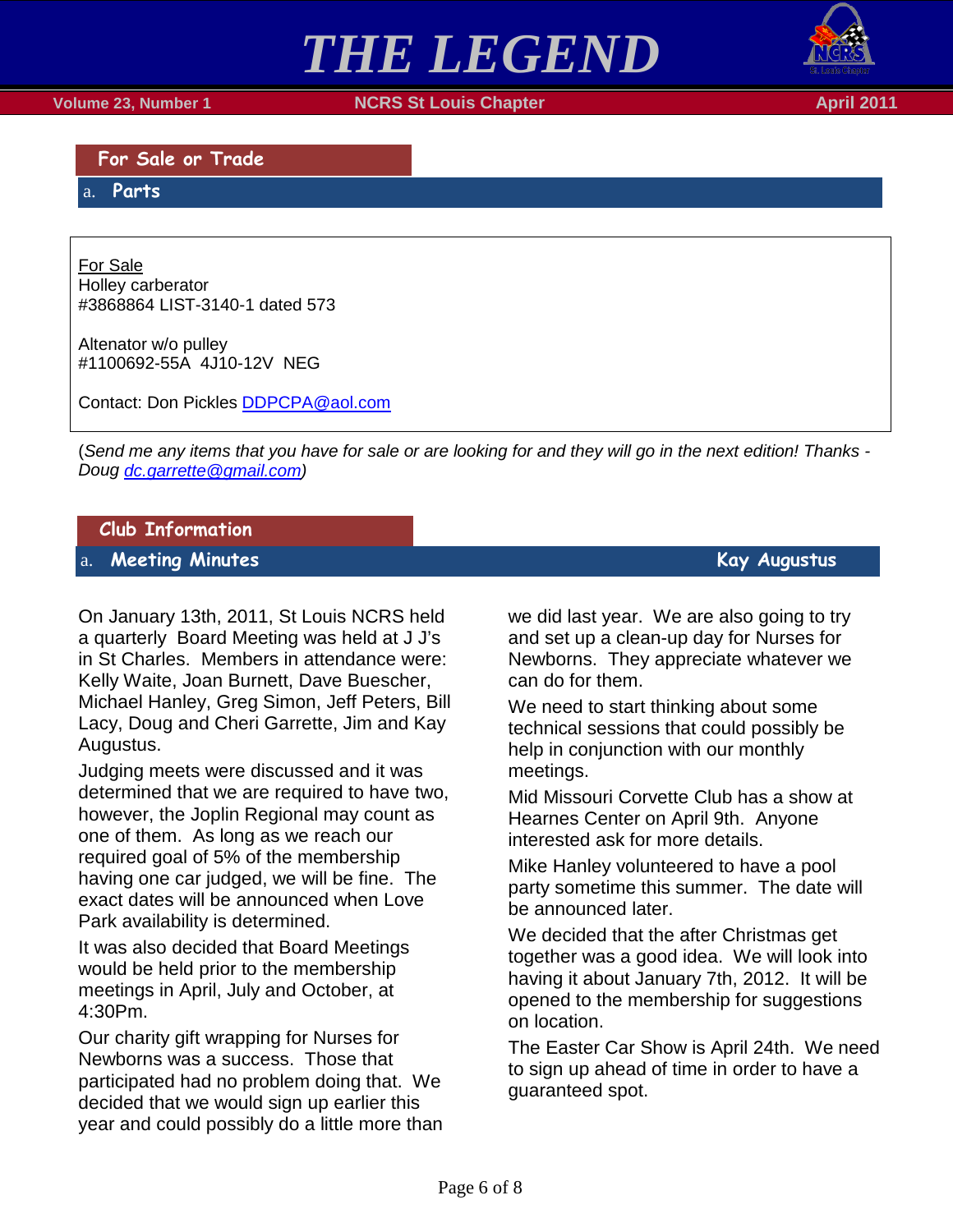## For Sale or Trade

### a. Parts

For Sale
Holley carberator
#3868864 LIST-3140-1 dated 573

Altenator w/o pulley
#1100692-55A  4J10-12V  NEG

Contact: Don Pickles DDPCPA@aol.com

(*Send me any items that you have for sale or are looking for and they will go in the next edition! Thanks - Doug dc.garrette@gmail.com*)

## Club Information

### a. Meeting Minutes — Kay Augustus

On January 13th, 2011, St Louis NCRS held a quarterly Board Meeting was held at J J's in St Charles. Members in attendance were: Kelly Waite, Joan Burnett, Dave Buescher, Michael Hanley, Greg Simon, Jeff Peters, Bill Lacy, Doug and Cheri Garrette, Jim and Kay Augustus.

Judging meets were discussed and it was determined that we are required to have two, however, the Joplin Regional may count as one of them. As long as we reach our required goal of 5% of the membership having one car judged, we will be fine. The exact dates will be announced when Love Park availability is determined.

It was also decided that Board Meetings would be held prior to the membership meetings in April, July and October, at 4:30Pm.

Our charity gift wrapping for Nurses for Newborns was a success. Those that participated had no problem doing that. We decided that we would sign up earlier this year and could possibly do a little more than we did last year. We are also going to try and set up a clean-up day for Nurses for Newborns. They appreciate whatever we can do for them.

We need to start thinking about some technical sessions that could possibly be help in conjunction with our monthly meetings.

Mid Missouri Corvette Club has a show at Hearnes Center on April 9th. Anyone interested ask for more details.

Mike Hanley volunteered to have a pool party sometime this summer. The date will be announced later.

We decided that the after Christmas get together was a good idea. We will look into having it about January 7th, 2012. It will be opened to the membership for suggestions on location.

The Easter Car Show is April 24th. We need to sign up ahead of time in order to have a guaranteed spot.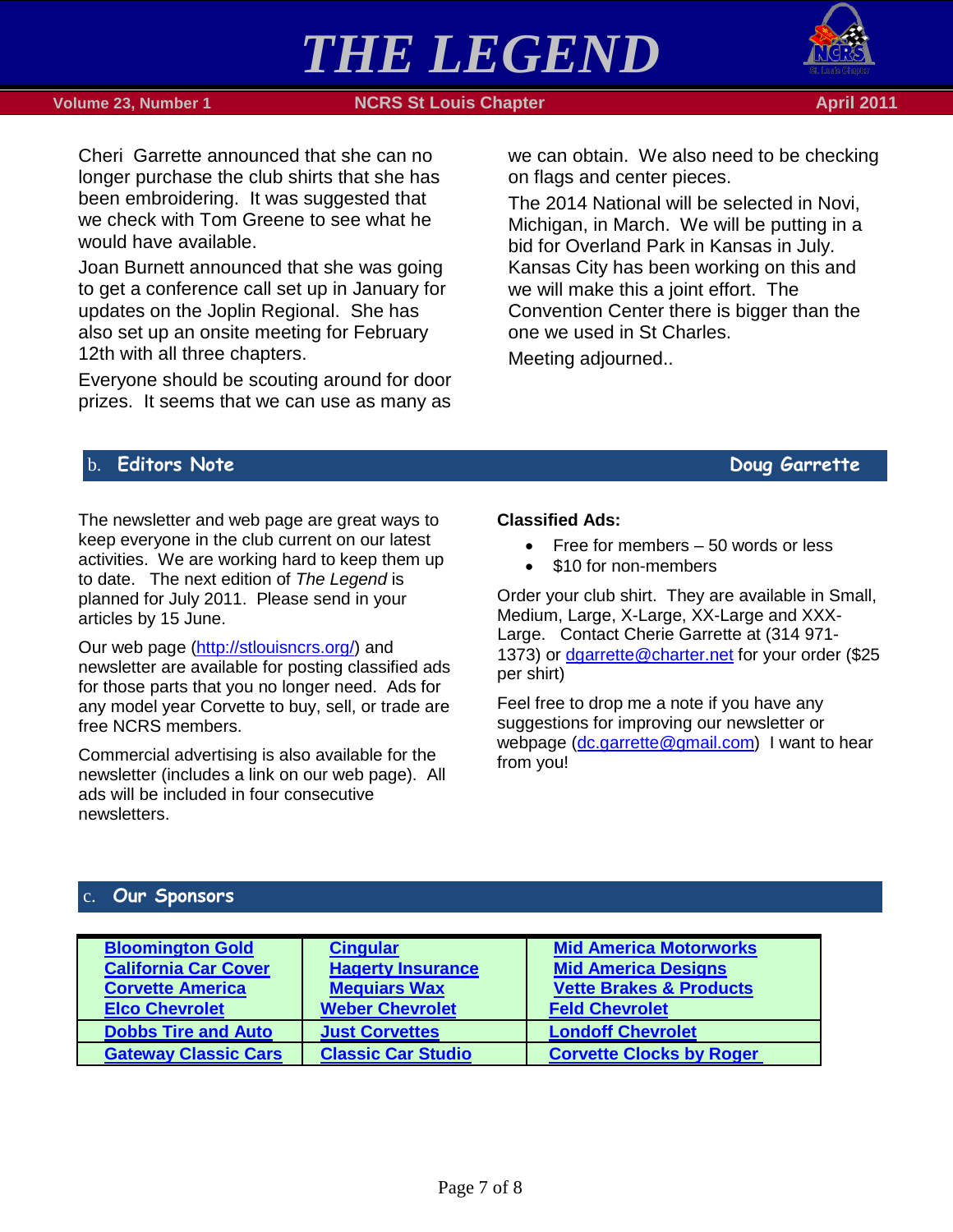Cheri Garrette announced that she can no longer purchase the club shirts that she has been embroidering. It was suggested that we check with Tom Greene to see what he would have available.

Joan Burnett announced that she was going to get a conference call set up in January for updates on the Joplin Regional. She has also set up an onsite meeting for February 12th with all three chapters.

Everyone should be scouting around for door prizes. It seems that we can use as many as we can obtain. We also need to be checking on flags and center pieces.

The 2014 National will be selected in Novi, Michigan, in March. We will be putting in a bid for Overland Park in Kansas in July. Kansas City has been working on this and we will make this a joint effort. The Convention Center there is bigger than the one we used in St Charles.

Meeting adjourned..

## b. Editors Note — Doug Garrette

The newsletter and web page are great ways to keep everyone in the club current on our latest activities. We are working hard to keep them up to date. The next edition of *The Legend* is planned for July 2011. Please send in your articles by 15 June.

Our web page (http://stlouisncrs.org/) and newsletter are available for posting classified ads for those parts that you no longer need. Ads for any model year Corvette to buy, sell, or trade are free NCRS members.

Commercial advertising is also available for the newsletter (includes a link on our web page). All ads will be included in four consecutive newsletters.

**Classified Ads:**

- Free for members – 50 words or less
- $10 for non-members

Order your club shirt. They are available in Small, Medium, Large, X-Large, XX-Large and XXX-Large. Contact Cherie Garrette at (314 971-1373) or dgarrette@charter.net for your order ($25 per shirt)

Feel free to drop me a note if you have any suggestions for improving our newsletter or webpage (dc.garrette@gmail.com) I want to hear from you!

## c. Our Sponsors

| | | |
|---|---|---|
| Bloomington Gold<br>California Car Cover<br>Corvette America<br>Elco Chevrolet | Cingular<br>Hagerty Insurance<br>Mequiars Wax<br>Weber Chevrolet | Mid America Motorworks<br>Mid America Designs<br>Vette Brakes & Products<br>Feld Chevrolet |
| Dobbs Tire and Auto | Just Corvettes | Londoff Chevrolet |
| Gateway Classic Cars | Classic Car Studio | Corvette Clocks by Roger |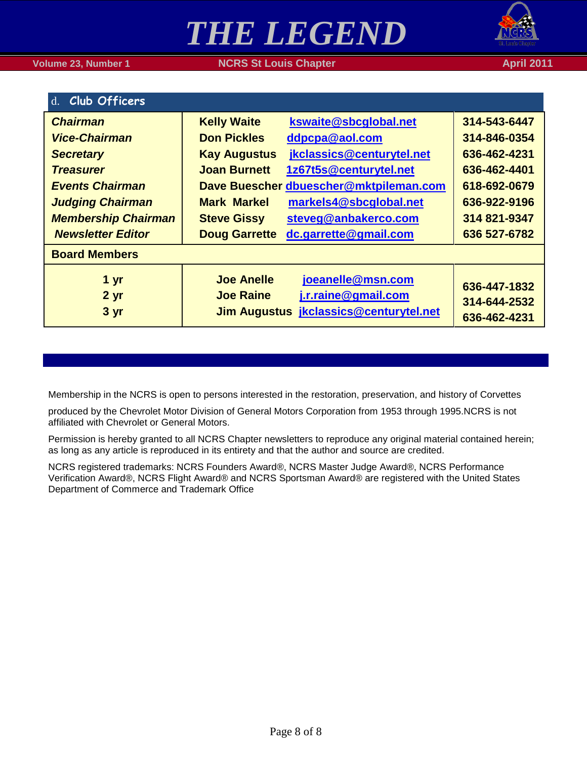## d. Club Officers

| | | | |
|---|---|---|---|
| *Chairman* | Kelly Waite | kswaite@sbcglobal.net | 314-543-6447 |
| *Vice-Chairman* | Don Pickles | ddpcpa@aol.com | 314-846-0354 |
| *Secretary* | Kay Augustus | jkclassics@centurytel.net | 636-462-4231 |
| *Treasurer* | Joan Burnett | 1z67t5s@centurytel.net | 636-462-4401 |
| *Events Chairman* | Dave Buescher | dbuescher@mktpileman.com | 618-692-0679 |
| *Judging Chairman* | Mark Markel | markels4@sbcglobal.net | 636-922-9196 |
| *Membership Chairman* | Steve Gissy | steveg@anbakerco.com | 314 821-9347 |
| *Newsletter Editor* | Doug Garrette | dc.garrette@gmail.com | 636 527-6782 |
| **Board Members** | | | |
| 1 yr | Joe Anelle | joeanelle@msn.com | 636-447-1832 |
| 2 yr | Joe Raine | j.r.raine@gmail.com | 314-644-2532 |
| 3 yr | Jim Augustus | jkclassics@centurytel.net | 636-462-4231 |

Membership in the NCRS is open to persons interested in the restoration, preservation, and history of Corvettes

produced by the Chevrolet Motor Division of General Motors Corporation from 1953 through 1995.NCRS is not affiliated with Chevrolet or General Motors.

Permission is hereby granted to all NCRS Chapter newsletters to reproduce any original material contained herein; as long as any article is reproduced in its entirety and that the author and source are credited.

NCRS registered trademarks: NCRS Founders Award®, NCRS Master Judge Award®, NCRS Performance Verification Award®, NCRS Flight Award® and NCRS Sportsman Award® are registered with the United States Department of Commerce and Trademark Office